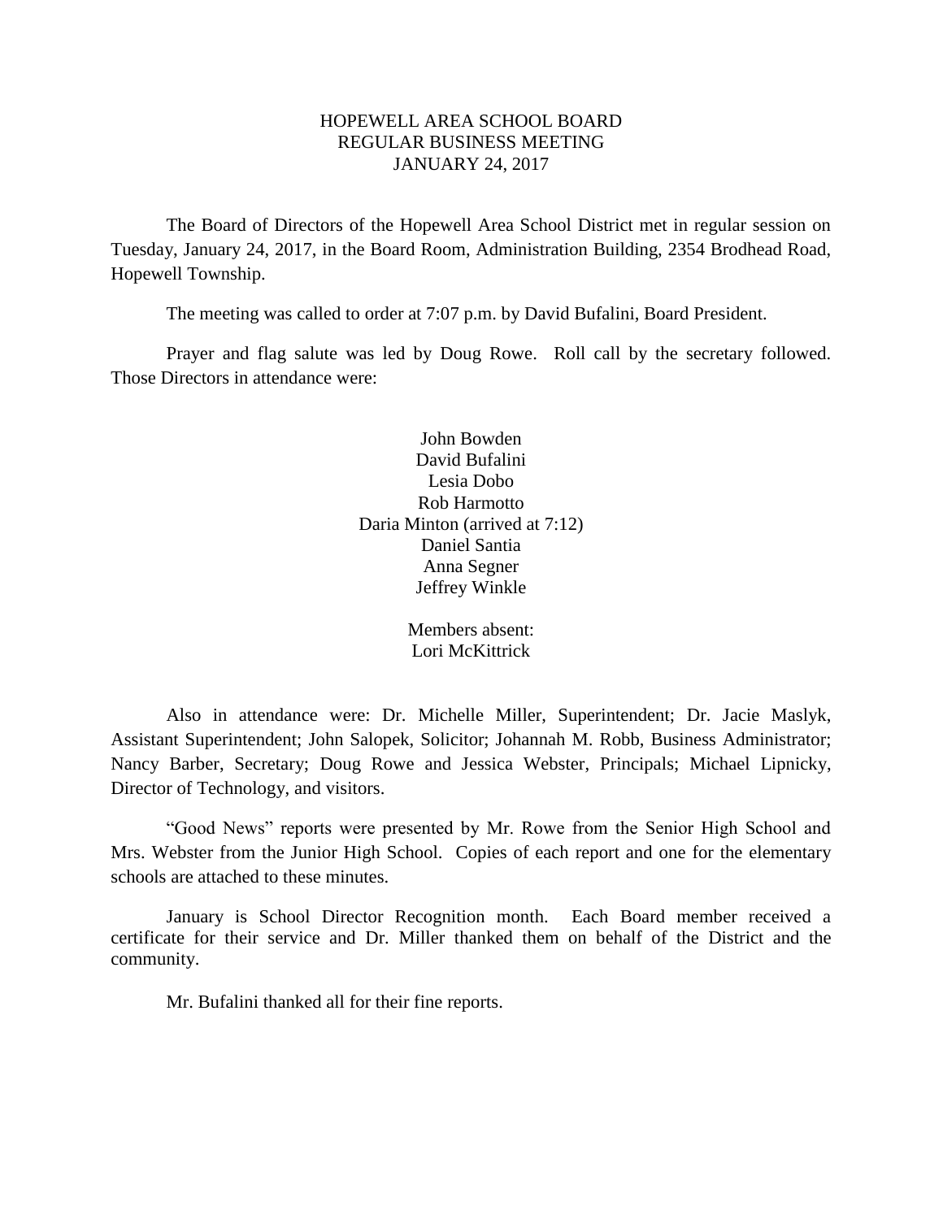# HOPEWELL AREA SCHOOL BOARD
## REGULAR BUSINESS MEETING
## JANUARY 24, 2017

The Board of Directors of the Hopewell Area School District met in regular session on Tuesday, January 24, 2017, in the Board Room, Administration Building, 2354 Brodhead Road, Hopewell Township.

The meeting was called to order at 7:07 p.m. by David Bufalini, Board President.

Prayer and flag salute was led by Doug Rowe. Roll call by the secretary followed. Those Directors in attendance were:

John Bowden
David Bufalini
Lesia Dobo
Rob Harmotto
Daria Minton (arrived at 7:12)
Daniel Santia
Anna Segner
Jeffrey Winkle

Members absent:
Lori McKittrick

Also in attendance were: Dr. Michelle Miller, Superintendent; Dr. Jacie Maslyk, Assistant Superintendent; John Salopek, Solicitor; Johannah M. Robb, Business Administrator; Nancy Barber, Secretary; Doug Rowe and Jessica Webster, Principals; Michael Lipnicky, Director of Technology, and visitors.

"Good News" reports were presented by Mr. Rowe from the Senior High School and Mrs. Webster from the Junior High School. Copies of each report and one for the elementary schools are attached to these minutes.

January is School Director Recognition month. Each Board member received a certificate for their service and Dr. Miller thanked them on behalf of the District and the community.

Mr. Bufalini thanked all for their fine reports.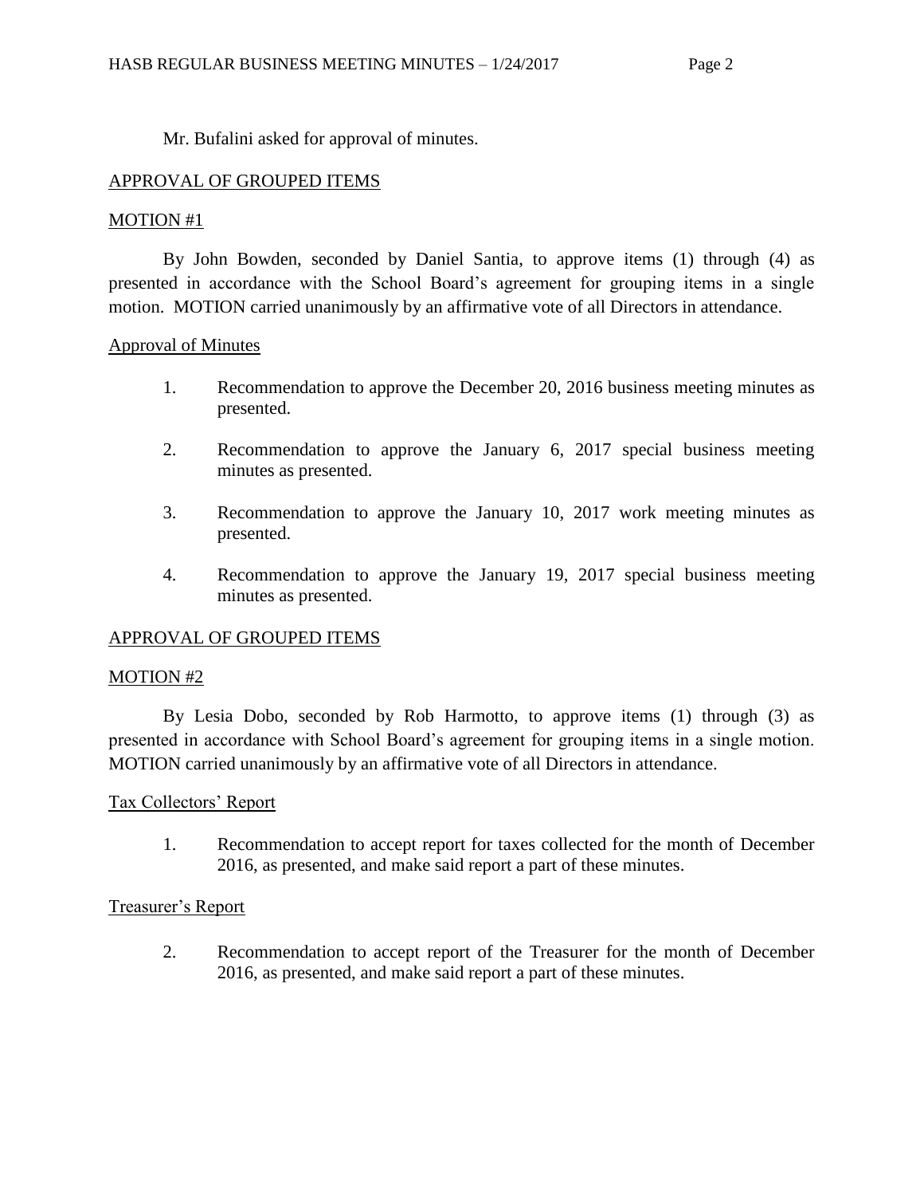Mr. Bufalini asked for approval of minutes.

APPROVAL OF GROUPED ITEMS

MOTION #1

By John Bowden, seconded by Daniel Santia, to approve items (1) through (4) as presented in accordance with the School Board's agreement for grouping items in a single motion. MOTION carried unanimously by an affirmative vote of all Directors in attendance.

Approval of Minutes

1. Recommendation to approve the December 20, 2016 business meeting minutes as presented.

2. Recommendation to approve the January 6, 2017 special business meeting minutes as presented.

3. Recommendation to approve the January 10, 2017 work meeting minutes as presented.

4. Recommendation to approve the January 19, 2017 special business meeting minutes as presented.

APPROVAL OF GROUPED ITEMS

MOTION #2

By Lesia Dobo, seconded by Rob Harmotto, to approve items (1) through (3) as presented in accordance with School Board's agreement for grouping items in a single motion. MOTION carried unanimously by an affirmative vote of all Directors in attendance.

Tax Collectors' Report

1. Recommendation to accept report for taxes collected for the month of December 2016, as presented, and make said report a part of these minutes.

Treasurer's Report

2. Recommendation to accept report of the Treasurer for the month of December 2016, as presented, and make said report a part of these minutes.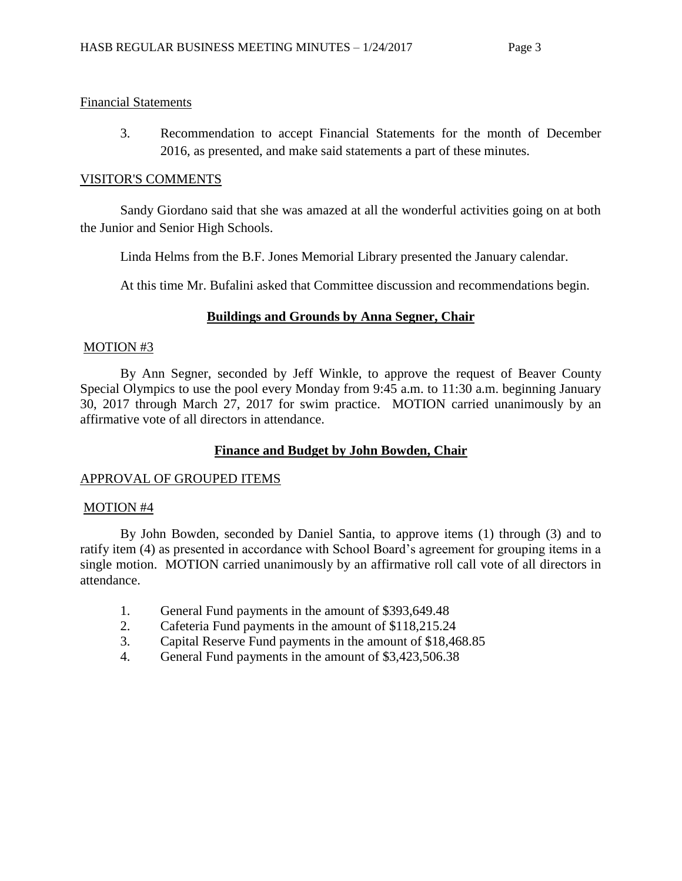Financial Statements

3. Recommendation to accept Financial Statements for the month of December 2016, as presented, and make said statements a part of these minutes.

VISITOR'S COMMENTS

Sandy Giordano said that she was amazed at all the wonderful activities going on at both the Junior and Senior High Schools.

Linda Helms from the B.F. Jones Memorial Library presented the January calendar.

At this time Mr. Bufalini asked that Committee discussion and recommendations begin.

## Buildings and Grounds by Anna Segner, Chair

MOTION #3

By Ann Segner, seconded by Jeff Winkle, to approve the request of Beaver County Special Olympics to use the pool every Monday from 9:45 a.m. to 11:30 a.m. beginning January 30, 2017 through March 27, 2017 for swim practice. MOTION carried unanimously by an affirmative vote of all directors in attendance.

## Finance and Budget by John Bowden, Chair

APPROVAL OF GROUPED ITEMS

MOTION #4

By John Bowden, seconded by Daniel Santia, to approve items (1) through (3) and to ratify item (4) as presented in accordance with School Board's agreement for grouping items in a single motion. MOTION carried unanimously by an affirmative roll call vote of all directors in attendance.

1. General Fund payments in the amount of $393,649.48
2. Cafeteria Fund payments in the amount of $118,215.24
3. Capital Reserve Fund payments in the amount of $18,468.85
4. General Fund payments in the amount of $3,423,506.38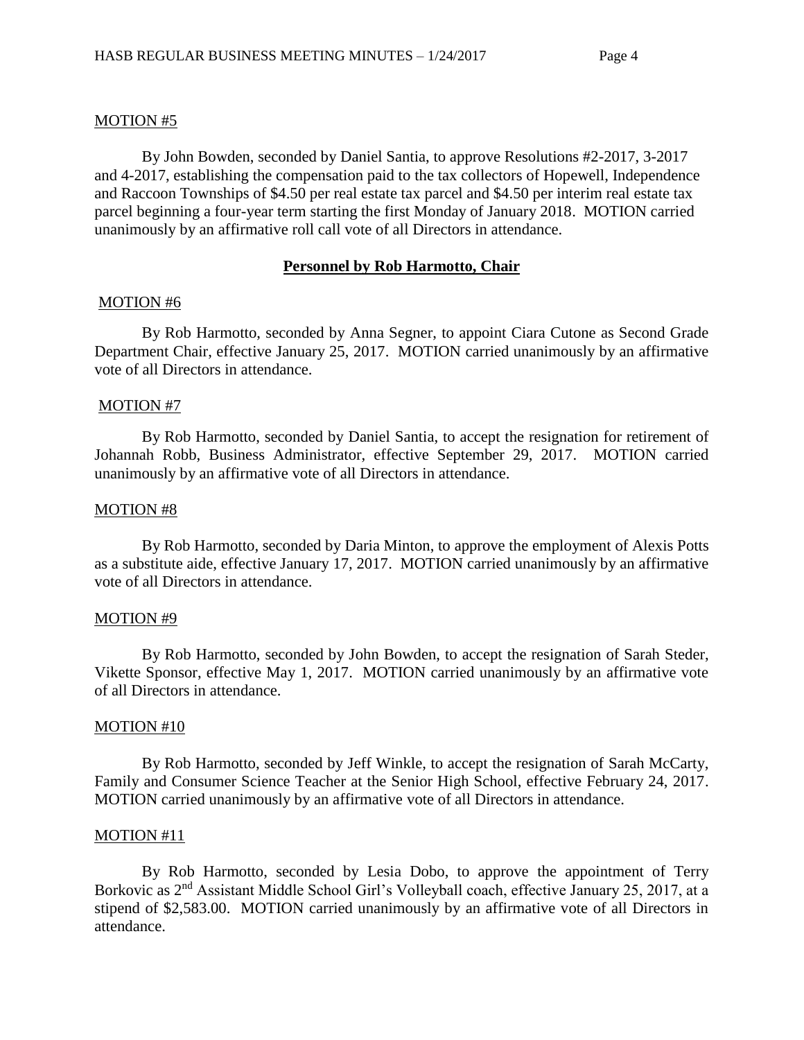MOTION #5

By John Bowden, seconded by Daniel Santia, to approve Resolutions #2-2017, 3-2017 and 4-2017, establishing the compensation paid to the tax collectors of Hopewell, Independence and Raccoon Townships of $4.50 per real estate tax parcel and $4.50 per interim real estate tax parcel beginning a four-year term starting the first Monday of January 2018. MOTION carried unanimously by an affirmative roll call vote of all Directors in attendance.

## Personnel by Rob Harmotto, Chair

MOTION #6

By Rob Harmotto, seconded by Anna Segner, to appoint Ciara Cutone as Second Grade Department Chair, effective January 25, 2017. MOTION carried unanimously by an affirmative vote of all Directors in attendance.

MOTION #7

By Rob Harmotto, seconded by Daniel Santia, to accept the resignation for retirement of Johannah Robb, Business Administrator, effective September 29, 2017. MOTION carried unanimously by an affirmative vote of all Directors in attendance.

MOTION #8

By Rob Harmotto, seconded by Daria Minton, to approve the employment of Alexis Potts as a substitute aide, effective January 17, 2017. MOTION carried unanimously by an affirmative vote of all Directors in attendance.

MOTION #9

By Rob Harmotto, seconded by John Bowden, to accept the resignation of Sarah Steder, Vikette Sponsor, effective May 1, 2017. MOTION carried unanimously by an affirmative vote of all Directors in attendance.

MOTION #10

By Rob Harmotto, seconded by Jeff Winkle, to accept the resignation of Sarah McCarty, Family and Consumer Science Teacher at the Senior High School, effective February 24, 2017. MOTION carried unanimously by an affirmative vote of all Directors in attendance.

MOTION #11

By Rob Harmotto, seconded by Lesia Dobo, to approve the appointment of Terry Borkovic as 2nd Assistant Middle School Girl's Volleyball coach, effective January 25, 2017, at a stipend of $2,583.00. MOTION carried unanimously by an affirmative vote of all Directors in attendance.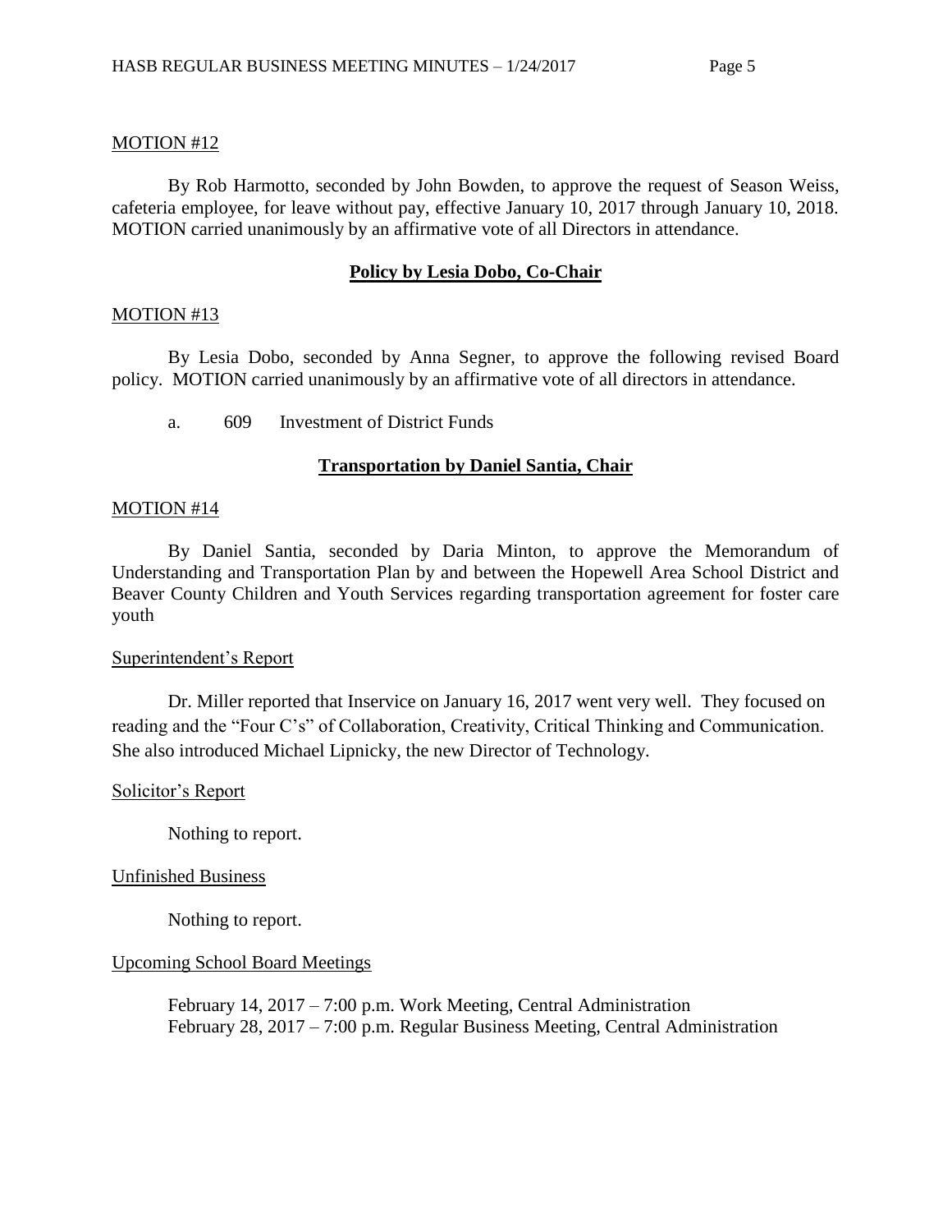MOTION #12

By Rob Harmotto, seconded by John Bowden, to approve the request of Season Weiss, cafeteria employee, for leave without pay, effective January 10, 2017 through January 10, 2018. MOTION carried unanimously by an affirmative vote of all Directors in attendance.

**Policy by Lesia Dobo, Co-Chair**

MOTION #13

By Lesia Dobo, seconded by Anna Segner, to approve the following revised Board policy. MOTION carried unanimously by an affirmative vote of all directors in attendance.

a. 609 Investment of District Funds

**Transportation by Daniel Santia, Chair**

MOTION #14

By Daniel Santia, seconded by Daria Minton, to approve the Memorandum of Understanding and Transportation Plan by and between the Hopewell Area School District and Beaver County Children and Youth Services regarding transportation agreement for foster care youth

Superintendent's Report

Dr. Miller reported that Inservice on January 16, 2017 went very well. They focused on reading and the "Four C's" of Collaboration, Creativity, Critical Thinking and Communication. She also introduced Michael Lipnicky, the new Director of Technology.

Solicitor's Report

Nothing to report.

Unfinished Business

Nothing to report.

Upcoming School Board Meetings

February 14, 2017 – 7:00 p.m. Work Meeting, Central Administration
February 28, 2017 – 7:00 p.m. Regular Business Meeting, Central Administration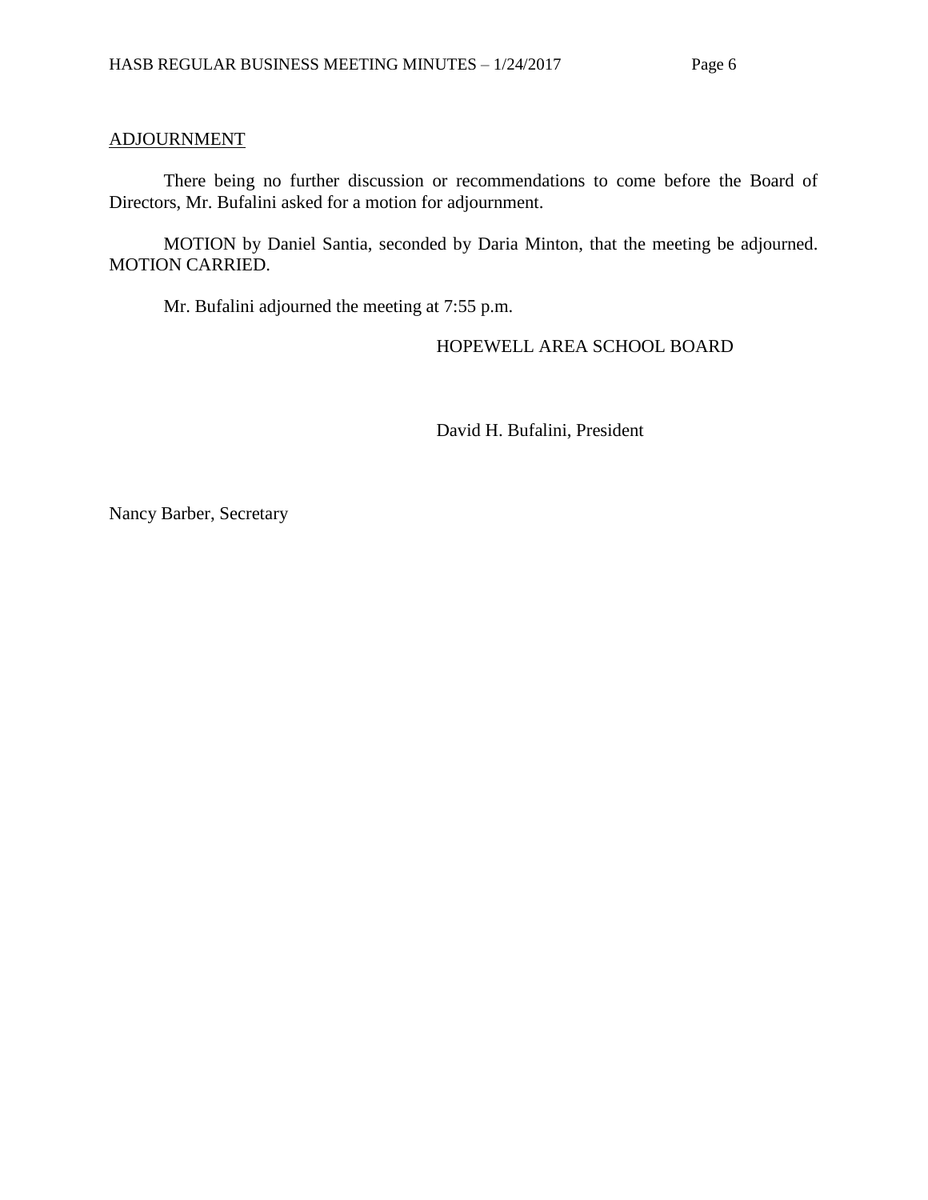## ADJOURNMENT

There being no further discussion or recommendations to come before the Board of Directors, Mr. Bufalini asked for a motion for adjournment.

MOTION by Daniel Santia, seconded by Daria Minton, that the meeting be adjourned. MOTION CARRIED.

Mr. Bufalini adjourned the meeting at 7:55 p.m.

HOPEWELL AREA SCHOOL BOARD

David H. Bufalini, President

Nancy Barber, Secretary